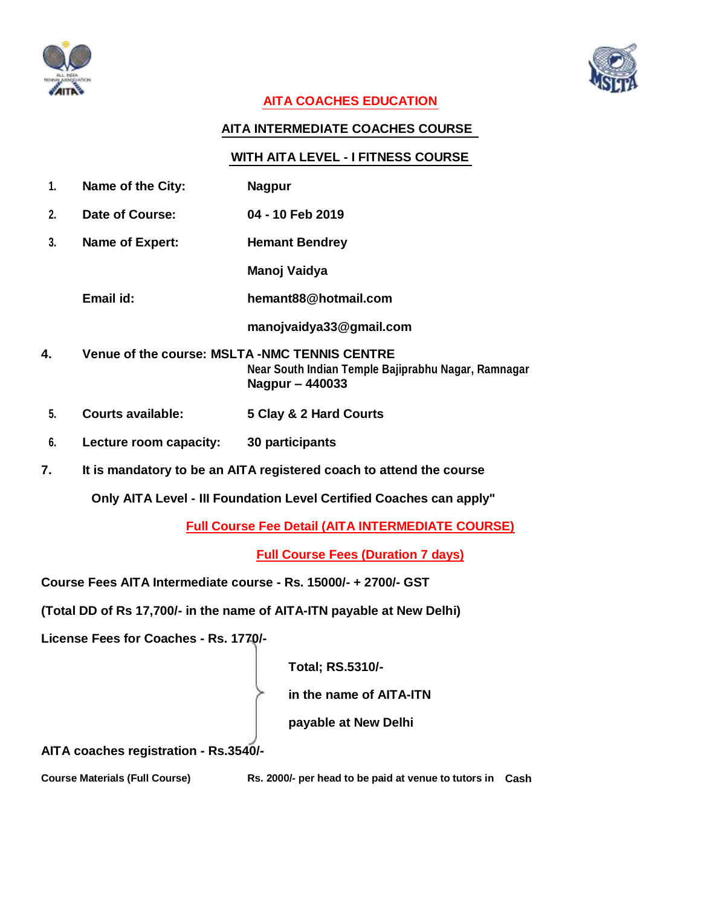## AITA COACHES EDUCATION

### AITA INTERMEDIATE COACHES COURSE

### WITH AITA LEVEL - I FITNESS COURSE

1. **Name of the City:** **Nagpur**
2. **Date of Course:** **04 - 10 Feb 2019**
3. **Name of Expert:** **Hemant Bendrey**

   **Manoj Vaidya**

   **Email id:** **hemant88@hotmail.com**

   **manojvaidya33@gmail.com**

4. **Venue of the course: MSLTA -NMC TENNIS CENTRE**

   **Near South Indian Temple Bajiprabhu Nagar, Ramnagar**

   **Nagpur – 440033**

5. **Courts available:** **5 Clay & 2 Hard Courts**
6. **Lecture room capacity:** **30 participants**
7. **It is mandatory to be an AITA registered coach to attend the course**

   **Only AITA Level - III Foundation Level Certified Coaches can apply"**

**Full Course Fee Detail (AITA INTERMEDIATE COURSE)**

**Full Course Fees (Duration 7 days)**

**Course Fees AITA Intermediate course - Rs. 15000/- + 2700/- GST**

**(Total DD of Rs 17,700/- in the name of AITA-ITN payable at New Delhi)**

**License Fees for Coaches - Rs. 1770/-**

**AITA coaches registration - Rs.3540/-**

**Total; RS.5310/- in the name of AITA-ITN payable at New Delhi**

**Course Materials (Full Course)** **Rs. 2000/- per head to be paid at venue to tutors in Cash**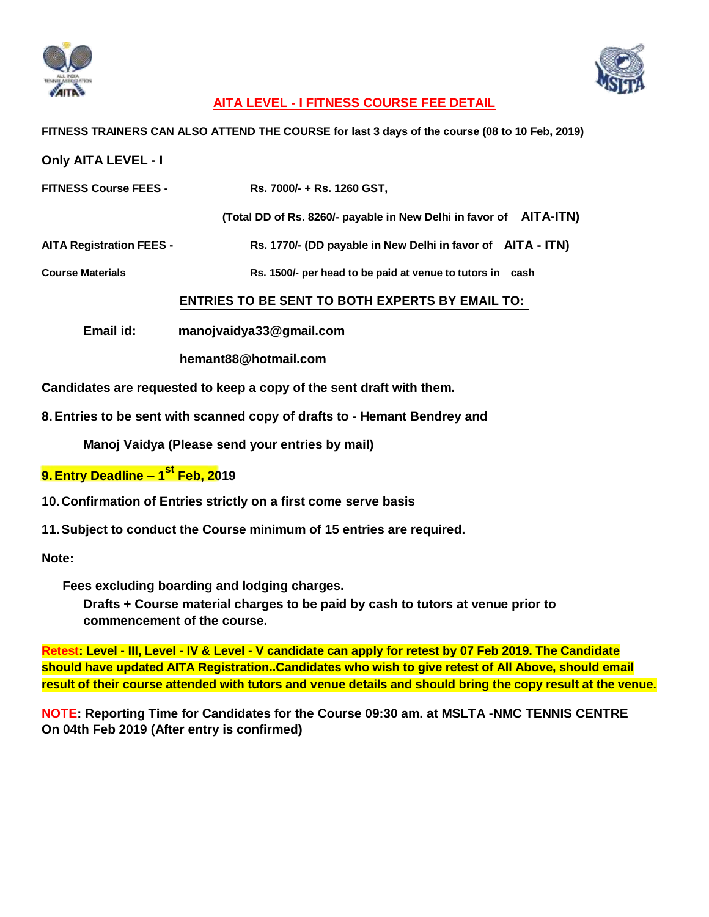## AITA LEVEL - I FITNESS COURSE FEE DETAIL

**FITNESS TRAINERS CAN ALSO ATTEND THE COURSE for last 3 days of the course (08 to 10 Feb, 2019)**

**Only AITA LEVEL - I**

| | |
|---|---|
| **FITNESS Course FEES -** | **Rs. 7000/- + Rs. 1260 GST,** |
| | **(Total DD of Rs. 8260/- payable in New Delhi in favor of AITA-ITN)** |
| **AITA Registration FEES -** | **Rs. 1770/- (DD payable in New Delhi in favor of AITA - ITN)** |
| **Course Materials** | **Rs. 1500/- per head to be paid at venue to tutors in cash** |

**ENTRIES TO BE SENT TO BOTH EXPERTS BY EMAIL TO:**

**Email id:** **manojvaidya33@gmail.com**

**hemant88@hotmail.com**

**Candidates are requested to keep a copy of the sent draft with them.**

8. **Entries to be sent with scanned copy of drafts to - Hemant Bendrey and Manoj Vaidya (Please send your entries by mail)**
9. **Entry Deadline – 1st Feb, 2019**
10. **Confirmation of Entries strictly on a first come serve basis**
11. **Subject to conduct the Course minimum of 15 entries are required.**

**Note:**

**Fees excluding boarding and lodging charges.**

**Drafts + Course material charges to be paid by cash to tutors at venue prior to commencement of the course.**

**Retest: Level - III, Level - IV & Level - V candidate can apply for retest by 07 Feb 2019. The Candidate should have updated AITA Registration..Candidates who wish to give retest of All Above, should email result of their course attended with tutors and venue details and should bring the copy result at the venue.**

**NOTE: Reporting Time for Candidates for the Course 09:30 am. at MSLTA -NMC TENNIS CENTRE On 04th Feb 2019 (After entry is confirmed)**